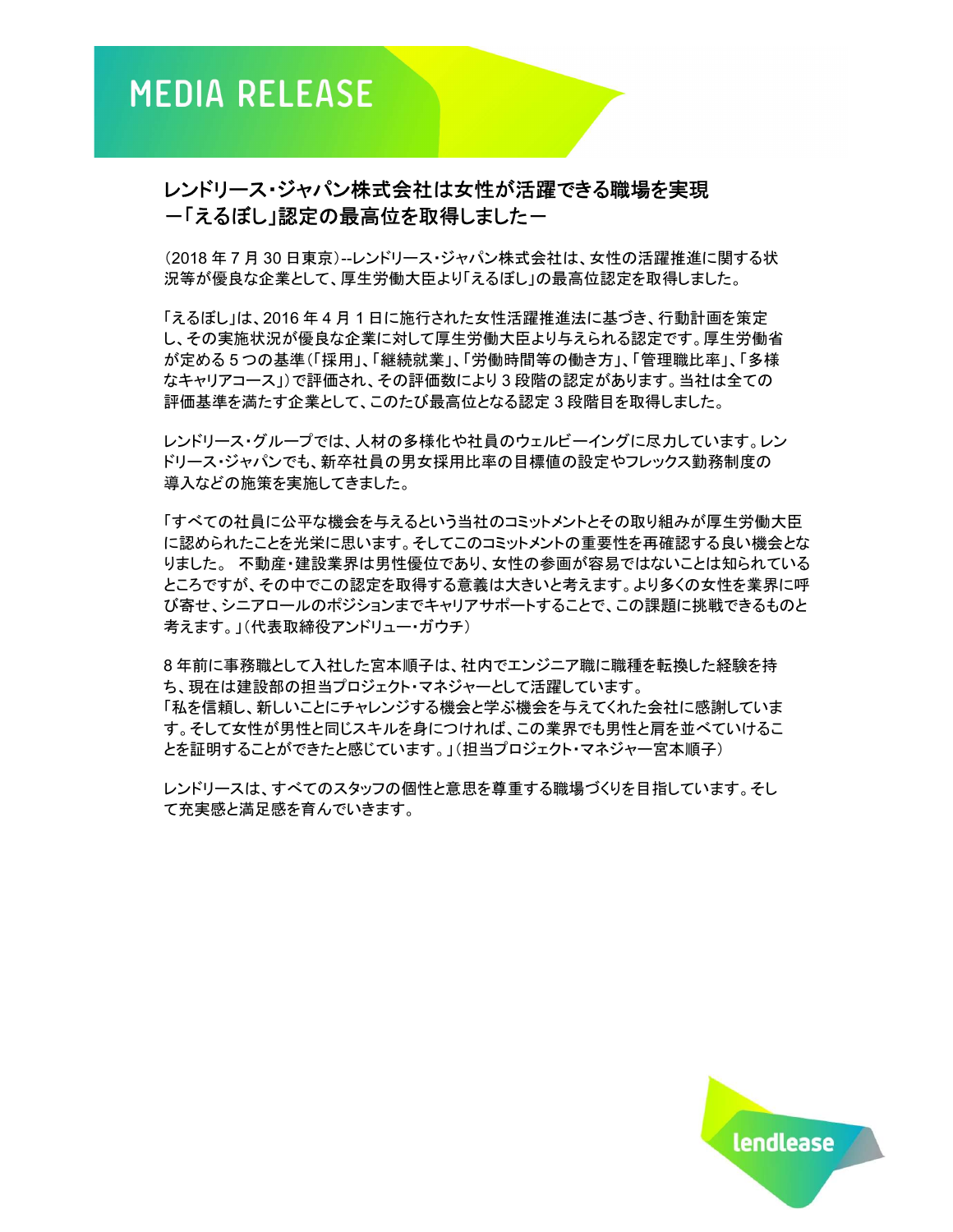# MEDIA RELEASE

## レンドリース・ジャパン株式会社は女性が活躍できる職場を実現 ー「えるぼし」認定の最高位を取得しましたー

（2018 年 7 月 30 日東京）--レンドリース・ジャパン株式会社は、女性の活躍推進に関する状況等が優良な企業として、厚生労働大臣より「えるぼし」の最高位認定を取得しました。

「えるぼし」は、2016 年 4 月 1 日に施行された女性活躍推進法に基づき、行動計画を策定し、その実施状況が優良な企業に対して厚生労働大臣より与えられる認定です。厚生労働省が定める 5 つの基準（「採用」、「継続就業」、「労働時間等の働き方」、「管理職比率」、「多様なキャリアコース」）で評価され、その評価数により 3 段階の認定があります。当社は全ての評価基準を満たす企業として、このたび最高位となる認定 3 段階目を取得しました。

レンドリース・グループでは、人材の多様化や社員のウェルビーイングに尽力しています。レンドリース・ジャパンでも、新卒社員の男女採用比率の目標値の設定やフレックス勤務制度の導入などの施策を実施してきました。

「すべての社員に公平な機会を与えるという当社のコミットメントとその取り組みが厚生労働大臣に認められたことを光栄に思います。そしてこのコミットメントの重要性を再確認する良い機会となりました。 不動産・建設業界は男性優位であり、女性の参画が容易ではないことは知られているところですが、その中でこの認定を取得する意義は大きいと考えます。より多くの女性を業界に呼び寄せ、シニアロールのポジションまでキャリアサポートすることで、この課題に挑戦できるものと考えます。」（代表取締役アンドリュー・ガウチ）

8 年前に事務職として入社した宮本順子は、社内でエンジニア職に職種を転換した経験を持ち、現在は建設部の担当プロジェクト・マネジャーとして活躍しています。
「私を信頼し、新しいことにチャレンジする機会と学ぶ機会を与えてくれた会社に感謝しています。そして女性が男性と同じスキルを身につければ、この業界でも男性と肩を並べていけることを証明することができたと感じています。」（担当プロジェクト・マネジャー宮本順子）

レンドリースは、すべてのスタッフの個性と意思を尊重する職場づくりを目指しています。そして充実感と満足感を育んでいきます。

lendlease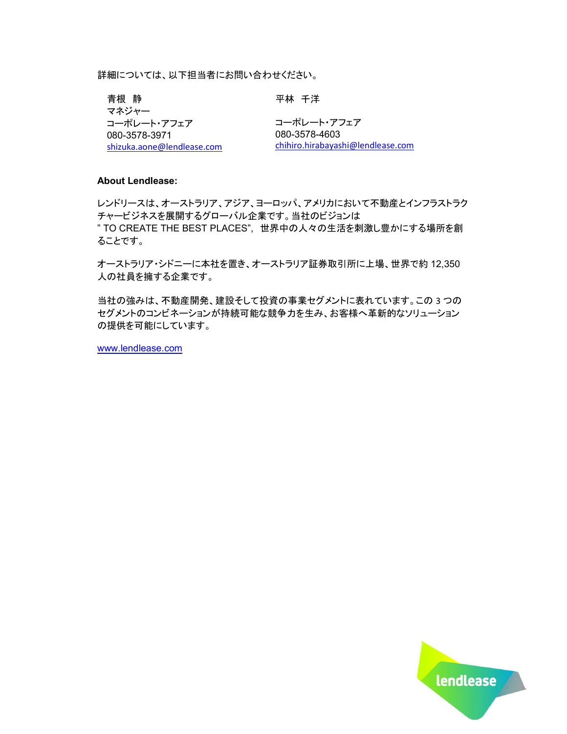詳細については、以下担当者にお問い合わせください。

青根　静
マネジャー
コーポレート・アフェア
080-3578-3971
shizuka.aone@lendlease.com

平林　千洋

コーポレート・アフェア
080-3578-4603
chihiro.hirabayashi@lendlease.com

**About Lendlease:**

レンドリースは、オーストラリア、アジア、ヨーロッパ、アメリカにおいて不動産とインフラストラクチャービジネスを展開するグローバル企業です。当社のビジョンは
" TO CREATE THE BEST PLACES", 世界中の人々の生活を刺激し豊かにする場所を創ることです。

オーストラリア・シドニーに本社を置き、オーストラリア証券取引所に上場、世界で約 12,350 人の社員を擁する企業です。

当社の強みは、不動産開発、建設そして投資の事業セグメントに表れています。この 3 つのセグメントのコンビネーションが持続可能な競争力を生み、お客様へ革新的なソリューションの提供を可能にしています。

www.lendlease.com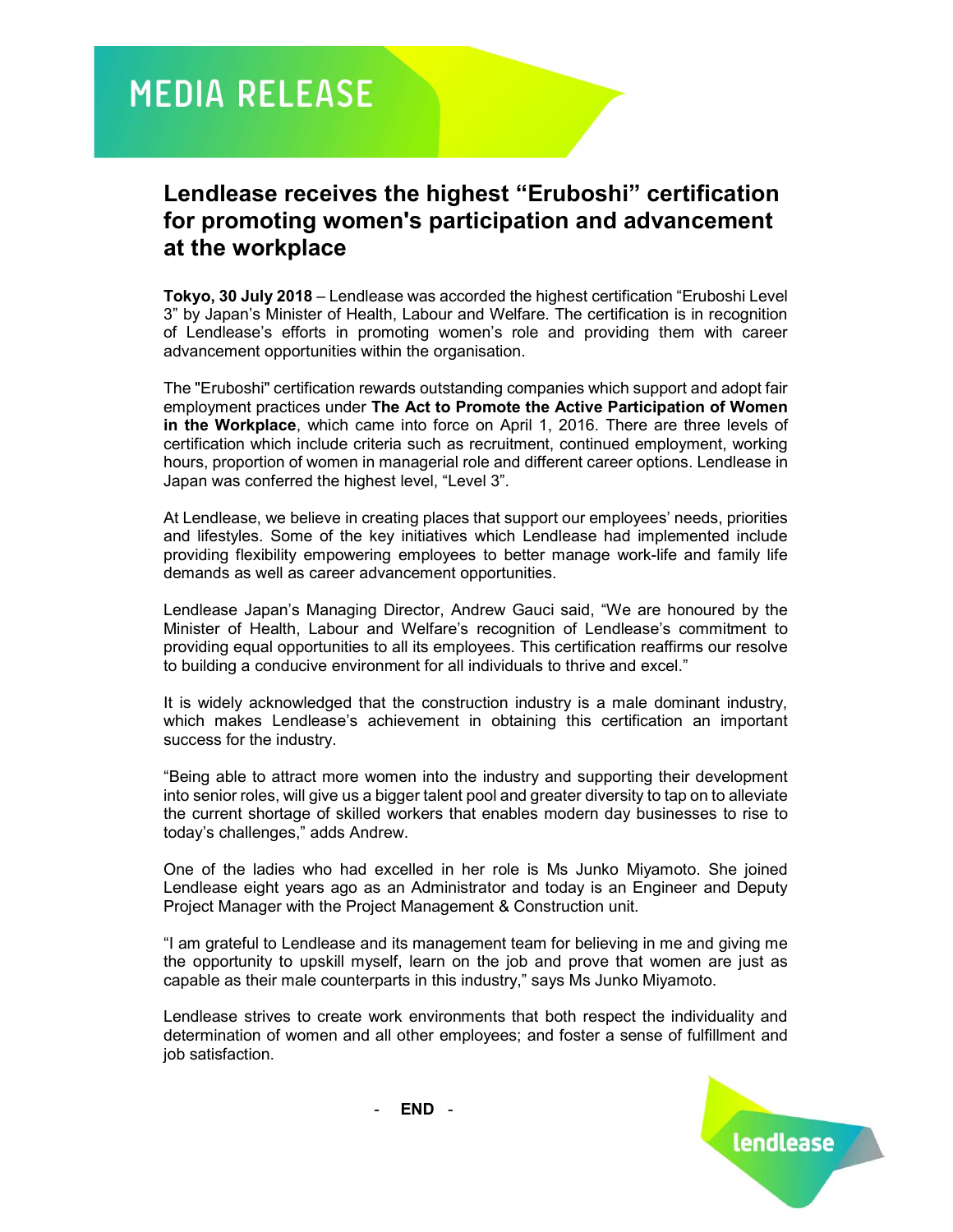# MEDIA RELEASE

## Lendlease receives the highest "Eruboshi" certification for promoting women's participation and advancement at the workplace

**Tokyo, 30 July 2018** – Lendlease was accorded the highest certification "Eruboshi Level 3" by Japan's Minister of Health, Labour and Welfare. The certification is in recognition of Lendlease's efforts in promoting women's role and providing them with career advancement opportunities within the organisation.

The "Eruboshi" certification rewards outstanding companies which support and adopt fair employment practices under **The Act to Promote the Active Participation of Women in the Workplace**, which came into force on April 1, 2016. There are three levels of certification which include criteria such as recruitment, continued employment, working hours, proportion of women in managerial role and different career options. Lendlease in Japan was conferred the highest level, "Level 3".

At Lendlease, we believe in creating places that support our employees' needs, priorities and lifestyles. Some of the key initiatives which Lendlease had implemented include providing flexibility empowering employees to better manage work-life and family life demands as well as career advancement opportunities.

Lendlease Japan's Managing Director, Andrew Gauci said, "We are honoured by the Minister of Health, Labour and Welfare's recognition of Lendlease's commitment to providing equal opportunities to all its employees. This certification reaffirms our resolve to building a conducive environment for all individuals to thrive and excel."

It is widely acknowledged that the construction industry is a male dominant industry, which makes Lendlease's achievement in obtaining this certification an important success for the industry.

"Being able to attract more women into the industry and supporting their development into senior roles, will give us a bigger talent pool and greater diversity to tap on to alleviate the current shortage of skilled workers that enables modern day businesses to rise to today's challenges," adds Andrew.

One of the ladies who had excelled in her role is Ms Junko Miyamoto. She joined Lendlease eight years ago as an Administrator and today is an Engineer and Deputy Project Manager with the Project Management & Construction unit.

"I am grateful to Lendlease and its management team for believing in me and giving me the opportunity to upskill myself, learn on the job and prove that women are just as capable as their male counterparts in this industry," says Ms Junko Miyamoto.

Lendlease strives to create work environments that both respect the individuality and determination of women and all other employees; and foster a sense of fulfillment and job satisfaction.

- **END** -

lendlease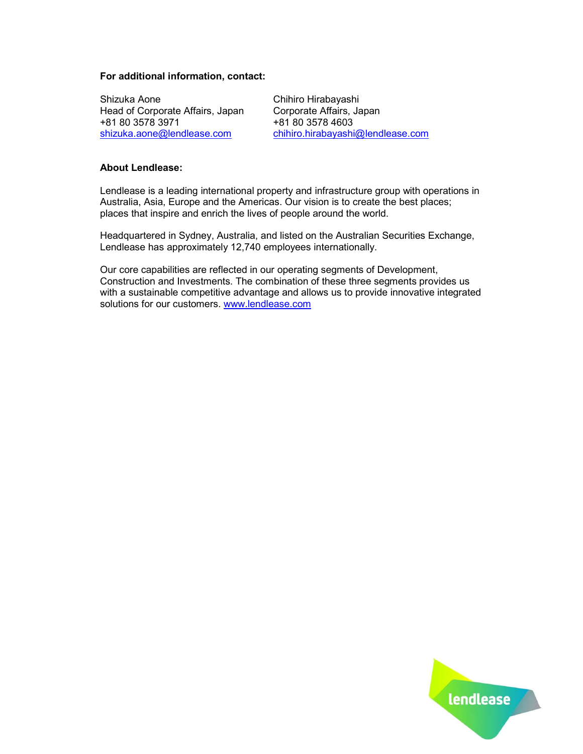**For additional information, contact:**

Shizuka Aone
Head of Corporate Affairs, Japan
+81 80 3578 3971
shizuka.aone@lendlease.com

Chihiro Hirabayashi
Corporate Affairs, Japan
+81 80 3578 4603
chihiro.hirabayashi@lendlease.com

**About Lendlease:**

Lendlease is a leading international property and infrastructure group with operations in Australia, Asia, Europe and the Americas. Our vision is to create the best places; places that inspire and enrich the lives of people around the world.

Headquartered in Sydney, Australia, and listed on the Australian Securities Exchange, Lendlease has approximately 12,740 employees internationally.

Our core capabilities are reflected in our operating segments of Development, Construction and Investments. The combination of these three segments provides us with a sustainable competitive advantage and allows us to provide innovative integrated solutions for our customers. www.lendlease.com